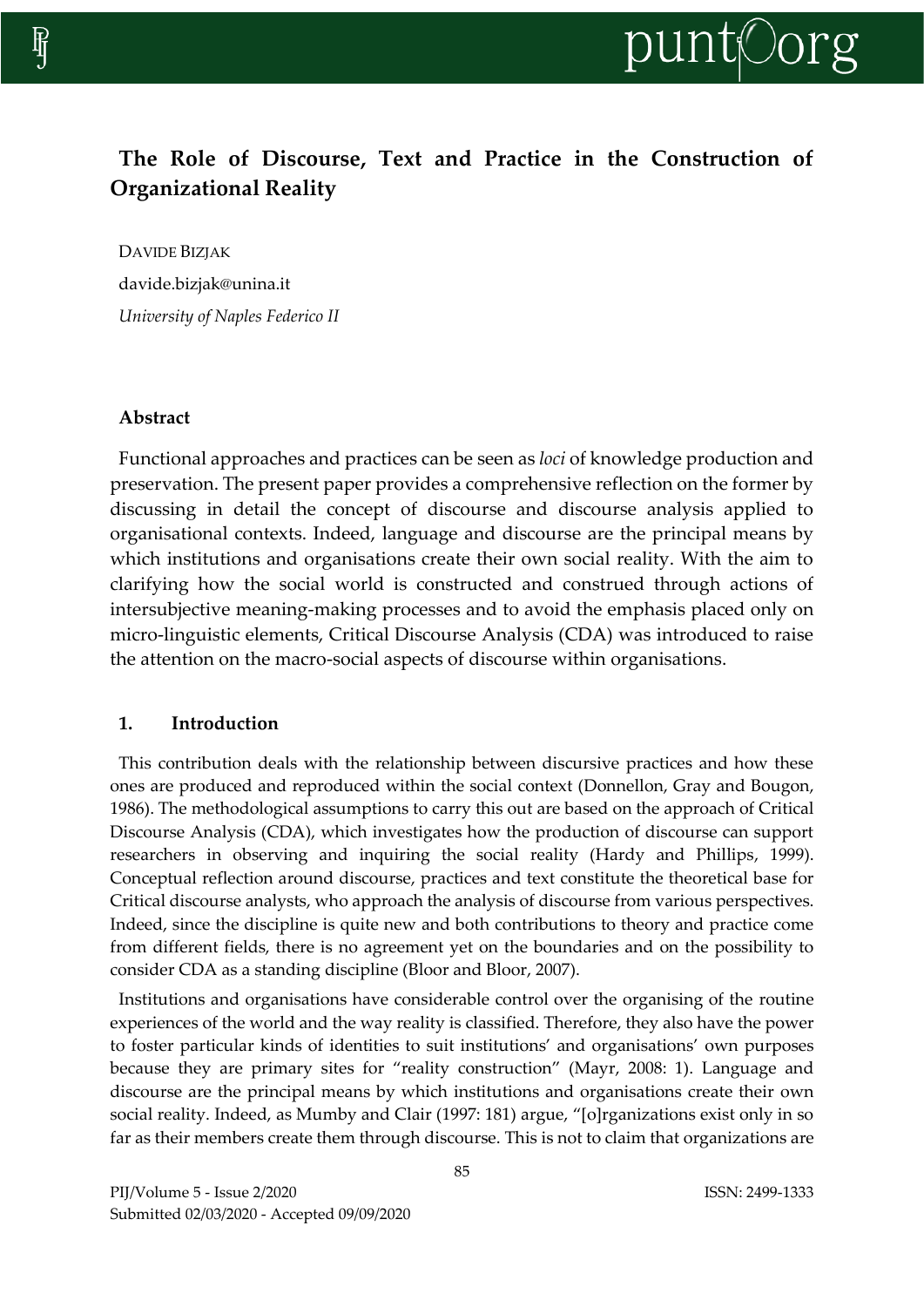# The Role of Discourse, Text and Practice in the Construction of Organizational Reality

DAVIDE BIZJAK

davide.bizjak@unina.it

*University of Naples Federico II*

## Abstract

Functional approaches and practices can be seen as *loci* of knowledge production and preservation. The present paper provides a comprehensive reflection on the former by discussing in detail the concept of discourse and discourse analysis applied to organisational contexts. Indeed, language and discourse are the principal means by which institutions and organisations create their own social reality. With the aim to clarifying how the social world is constructed and construed through actions of intersubjective meaning-making processes and to avoid the emphasis placed only on micro-linguistic elements, Critical Discourse Analysis (CDA) was introduced to raise the attention on the macro-social aspects of discourse within organisations.

## 1. Introduction

This contribution deals with the relationship between discursive practices and how these ones are produced and reproduced within the social context (Donnellon, Gray and Bougon, 1986). The methodological assumptions to carry this out are based on the approach of Critical Discourse Analysis (CDA), which investigates how the production of discourse can support researchers in observing and inquiring the social reality (Hardy and Phillips, 1999). Conceptual reflection around discourse, practices and text constitute the theoretical base for Critical discourse analysts, who approach the analysis of discourse from various perspectives. Indeed, since the discipline is quite new and both contributions to theory and practice come from different fields, there is no agreement yet on the boundaries and on the possibility to consider CDA as a standing discipline (Bloor and Bloor, 2007).

Institutions and organisations have considerable control over the organising of the routine experiences of the world and the way reality is classified. Therefore, they also have the power to foster particular kinds of identities to suit institutions' and organisations' own purposes because they are primary sites for "reality construction" (Mayr, 2008: 1). Language and discourse are the principal means by which institutions and organisations create their own social reality. Indeed, as Mumby and Clair (1997: 181) argue, "[o]rganizations exist only in so far as their members create them through discourse. This is not to claim that organizations are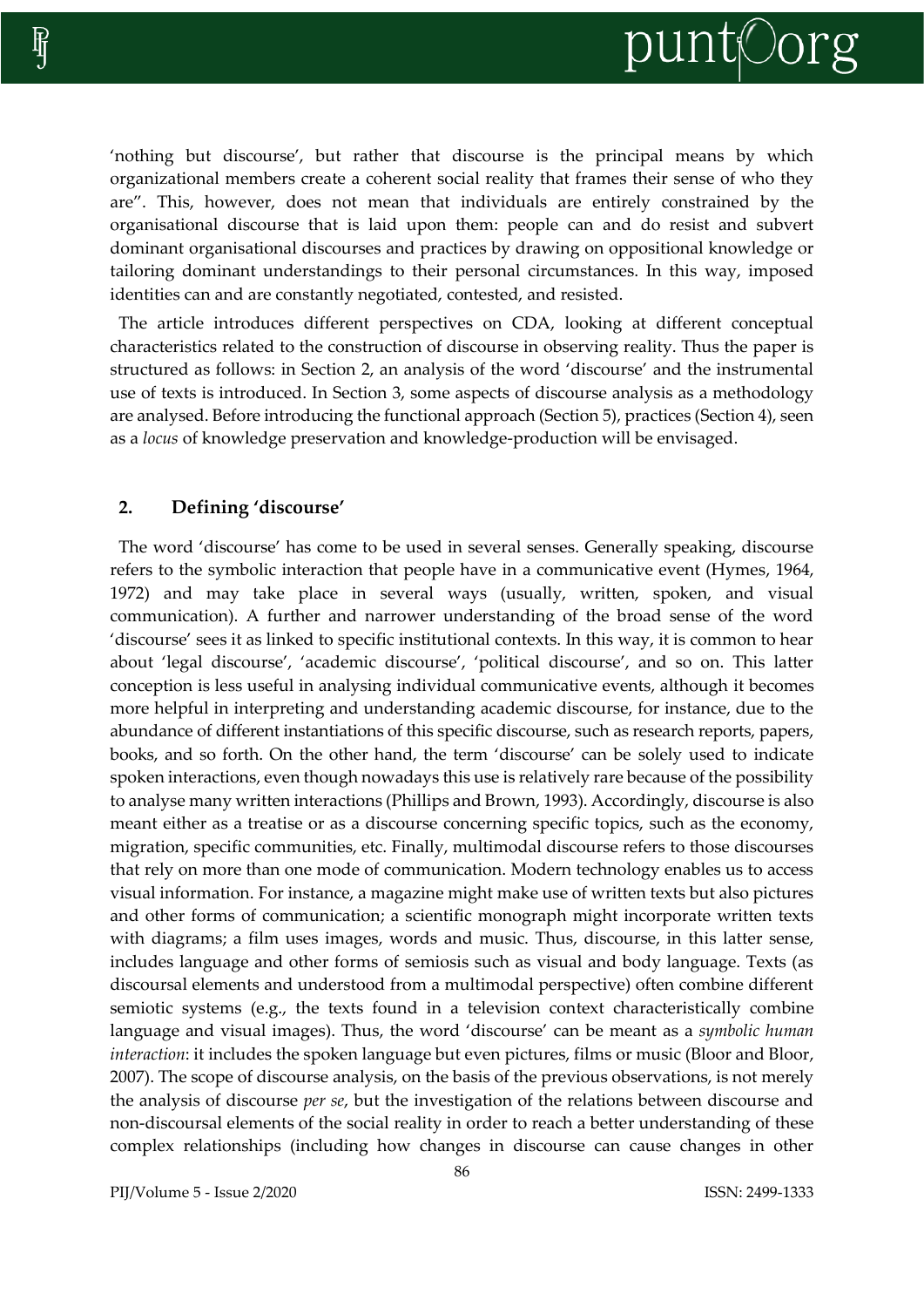'nothing but discourse', but rather that discourse is the principal means by which organizational members create a coherent social reality that frames their sense of who they are". This, however, does not mean that individuals are entirely constrained by the organisational discourse that is laid upon them: people can and do resist and subvert dominant organisational discourses and practices by drawing on oppositional knowledge or tailoring dominant understandings to their personal circumstances. In this way, imposed identities can and are constantly negotiated, contested, and resisted.

The article introduces different perspectives on CDA, looking at different conceptual characteristics related to the construction of discourse in observing reality. Thus the paper is structured as follows: in Section 2, an analysis of the word 'discourse' and the instrumental use of texts is introduced. In Section 3, some aspects of discourse analysis as a methodology are analysed. Before introducing the functional approach (Section 5), practices (Section 4), seen as a *locus* of knowledge preservation and knowledge-production will be envisaged.

## 2. Defining 'discourse'

The word 'discourse' has come to be used in several senses. Generally speaking, discourse refers to the symbolic interaction that people have in a communicative event (Hymes, 1964, 1972) and may take place in several ways (usually, written, spoken, and visual communication). A further and narrower understanding of the broad sense of the word 'discourse' sees it as linked to specific institutional contexts. In this way, it is common to hear about 'legal discourse', 'academic discourse', 'political discourse', and so on. This latter conception is less useful in analysing individual communicative events, although it becomes more helpful in interpreting and understanding academic discourse, for instance, due to the abundance of different instantiations of this specific discourse, such as research reports, papers, books, and so forth. On the other hand, the term 'discourse' can be solely used to indicate spoken interactions, even though nowadays this use is relatively rare because of the possibility to analyse many written interactions (Phillips and Brown, 1993). Accordingly, discourse is also meant either as a treatise or as a discourse concerning specific topics, such as the economy, migration, specific communities, etc. Finally, multimodal discourse refers to those discourses that rely on more than one mode of communication. Modern technology enables us to access visual information. For instance, a magazine might make use of written texts but also pictures and other forms of communication; a scientific monograph might incorporate written texts with diagrams; a film uses images, words and music. Thus, discourse, in this latter sense, includes language and other forms of semiosis such as visual and body language. Texts (as discoursal elements and understood from a multimodal perspective) often combine different semiotic systems (e.g., the texts found in a television context characteristically combine language and visual images). Thus, the word 'discourse' can be meant as a *symbolic human interaction*: it includes the spoken language but even pictures, films or music (Bloor and Bloor, 2007). The scope of discourse analysis, on the basis of the previous observations, is not merely the analysis of discourse *per se*, but the investigation of the relations between discourse and non-discoursal elements of the social reality in order to reach a better understanding of these complex relationships (including how changes in discourse can cause changes in other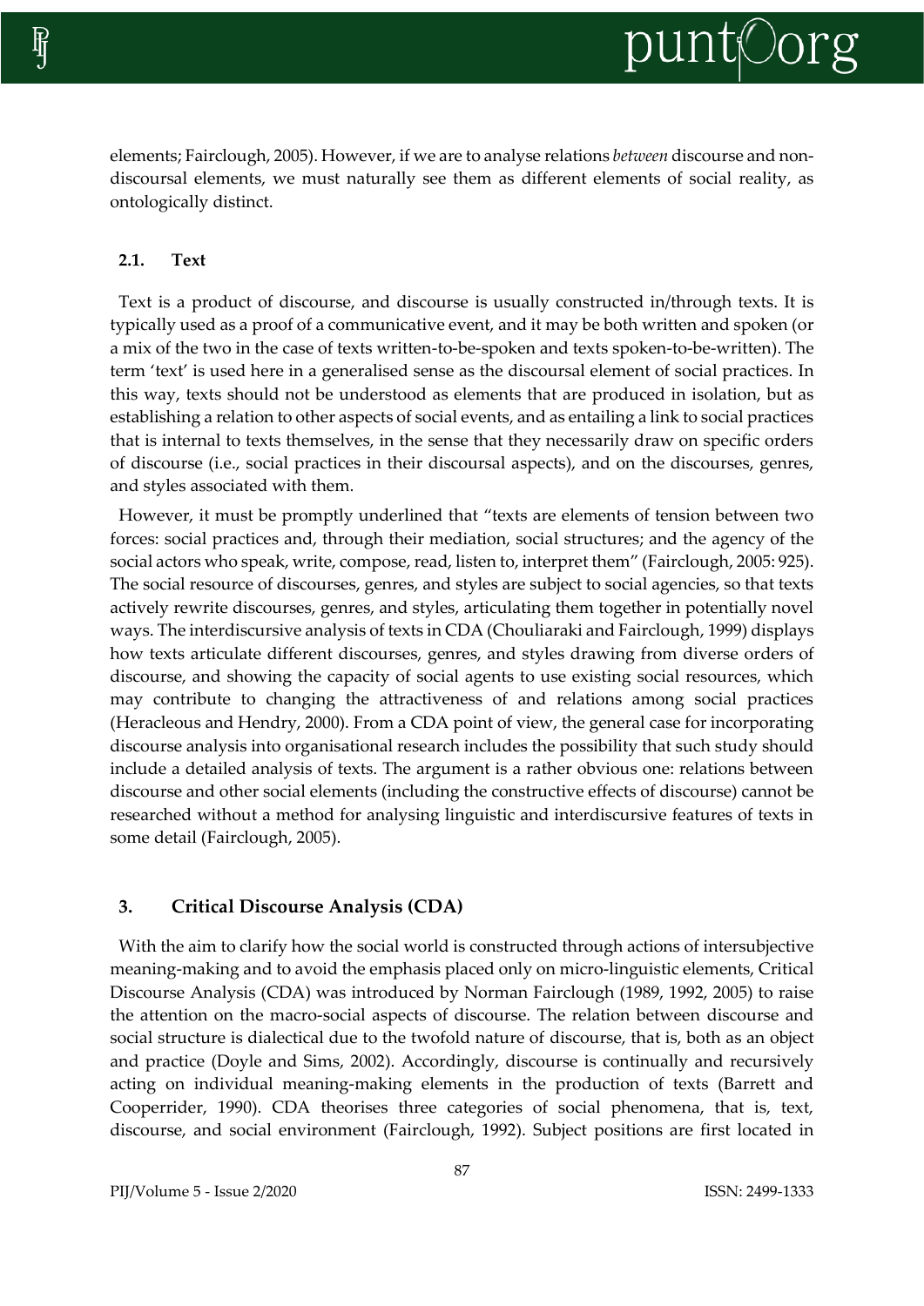elements; Fairclough, 2005). However, if we are to analyse relations *between* discourse and non-discoursal elements, we must naturally see them as different elements of social reality, as ontologically distinct.

### 2.1. Text

Text is a product of discourse, and discourse is usually constructed in/through texts. It is typically used as a proof of a communicative event, and it may be both written and spoken (or a mix of the two in the case of texts written-to-be-spoken and texts spoken-to-be-written). The term 'text' is used here in a generalised sense as the discoursal element of social practices. In this way, texts should not be understood as elements that are produced in isolation, but as establishing a relation to other aspects of social events, and as entailing a link to social practices that is internal to texts themselves, in the sense that they necessarily draw on specific orders of discourse (i.e., social practices in their discoursal aspects), and on the discourses, genres, and styles associated with them.

However, it must be promptly underlined that "texts are elements of tension between two forces: social practices and, through their mediation, social structures; and the agency of the social actors who speak, write, compose, read, listen to, interpret them" (Fairclough, 2005: 925). The social resource of discourses, genres, and styles are subject to social agencies, so that texts actively rewrite discourses, genres, and styles, articulating them together in potentially novel ways. The interdiscursive analysis of texts in CDA (Chouliaraki and Fairclough, 1999) displays how texts articulate different discourses, genres, and styles drawing from diverse orders of discourse, and showing the capacity of social agents to use existing social resources, which may contribute to changing the attractiveness of and relations among social practices (Heracleous and Hendry, 2000). From a CDA point of view, the general case for incorporating discourse analysis into organisational research includes the possibility that such study should include a detailed analysis of texts. The argument is a rather obvious one: relations between discourse and other social elements (including the constructive effects of discourse) cannot be researched without a method for analysing linguistic and interdiscursive features of texts in some detail (Fairclough, 2005).

## 3. Critical Discourse Analysis (CDA)

With the aim to clarify how the social world is constructed through actions of intersubjective meaning-making and to avoid the emphasis placed only on micro-linguistic elements, Critical Discourse Analysis (CDA) was introduced by Norman Fairclough (1989, 1992, 2005) to raise the attention on the macro-social aspects of discourse. The relation between discourse and social structure is dialectical due to the twofold nature of discourse, that is, both as an object and practice (Doyle and Sims, 2002). Accordingly, discourse is continually and recursively acting on individual meaning-making elements in the production of texts (Barrett and Cooperrider, 1990). CDA theorises three categories of social phenomena, that is, text, discourse, and social environment (Fairclough, 1992). Subject positions are first located in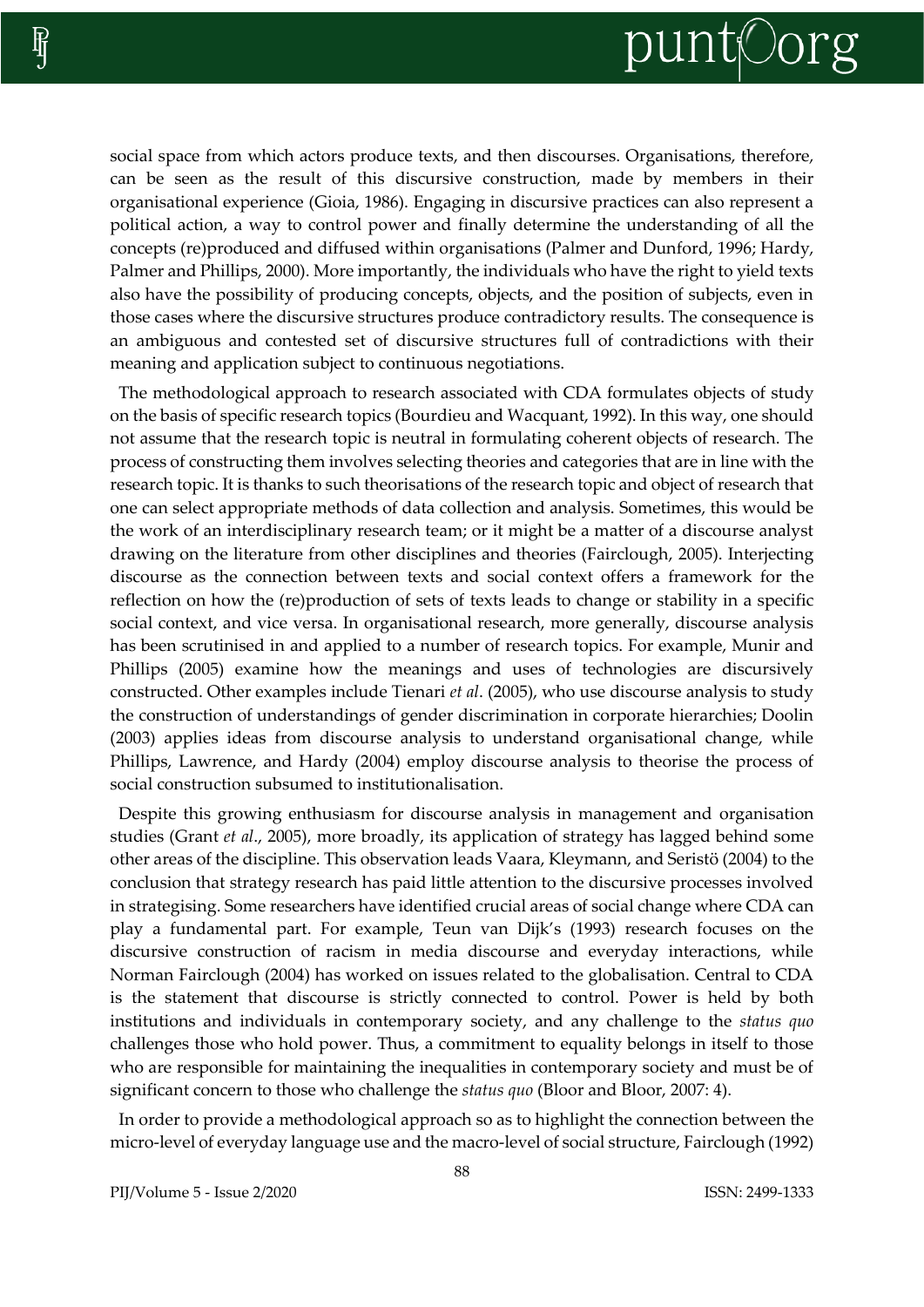social space from which actors produce texts, and then discourses. Organisations, therefore, can be seen as the result of this discursive construction, made by members in their organisational experience (Gioia, 1986). Engaging in discursive practices can also represent a political action, a way to control power and finally determine the understanding of all the concepts (re)produced and diffused within organisations (Palmer and Dunford, 1996; Hardy, Palmer and Phillips, 2000). More importantly, the individuals who have the right to yield texts also have the possibility of producing concepts, objects, and the position of subjects, even in those cases where the discursive structures produce contradictory results. The consequence is an ambiguous and contested set of discursive structures full of contradictions with their meaning and application subject to continuous negotiations.

The methodological approach to research associated with CDA formulates objects of study on the basis of specific research topics (Bourdieu and Wacquant, 1992). In this way, one should not assume that the research topic is neutral in formulating coherent objects of research. The process of constructing them involves selecting theories and categories that are in line with the research topic. It is thanks to such theorisations of the research topic and object of research that one can select appropriate methods of data collection and analysis. Sometimes, this would be the work of an interdisciplinary research team; or it might be a matter of a discourse analyst drawing on the literature from other disciplines and theories (Fairclough, 2005). Interjecting discourse as the connection between texts and social context offers a framework for the reflection on how the (re)production of sets of texts leads to change or stability in a specific social context, and vice versa. In organisational research, more generally, discourse analysis has been scrutinised in and applied to a number of research topics. For example, Munir and Phillips (2005) examine how the meanings and uses of technologies are discursively constructed. Other examples include Tienari *et al*. (2005), who use discourse analysis to study the construction of understandings of gender discrimination in corporate hierarchies; Doolin (2003) applies ideas from discourse analysis to understand organisational change, while Phillips, Lawrence, and Hardy (2004) employ discourse analysis to theorise the process of social construction subsumed to institutionalisation.

Despite this growing enthusiasm for discourse analysis in management and organisation studies (Grant *et al*., 2005), more broadly, its application of strategy has lagged behind some other areas of the discipline. This observation leads Vaara, Kleymann, and Seristö (2004) to the conclusion that strategy research has paid little attention to the discursive processes involved in strategising. Some researchers have identified crucial areas of social change where CDA can play a fundamental part. For example, Teun van Dijk's (1993) research focuses on the discursive construction of racism in media discourse and everyday interactions, while Norman Fairclough (2004) has worked on issues related to the globalisation. Central to CDA is the statement that discourse is strictly connected to control. Power is held by both institutions and individuals in contemporary society, and any challenge to the *status quo* challenges those who hold power. Thus, a commitment to equality belongs in itself to those who are responsible for maintaining the inequalities in contemporary society and must be of significant concern to those who challenge the *status quo* (Bloor and Bloor, 2007: 4).

In order to provide a methodological approach so as to highlight the connection between the micro-level of everyday language use and the macro-level of social structure, Fairclough (1992)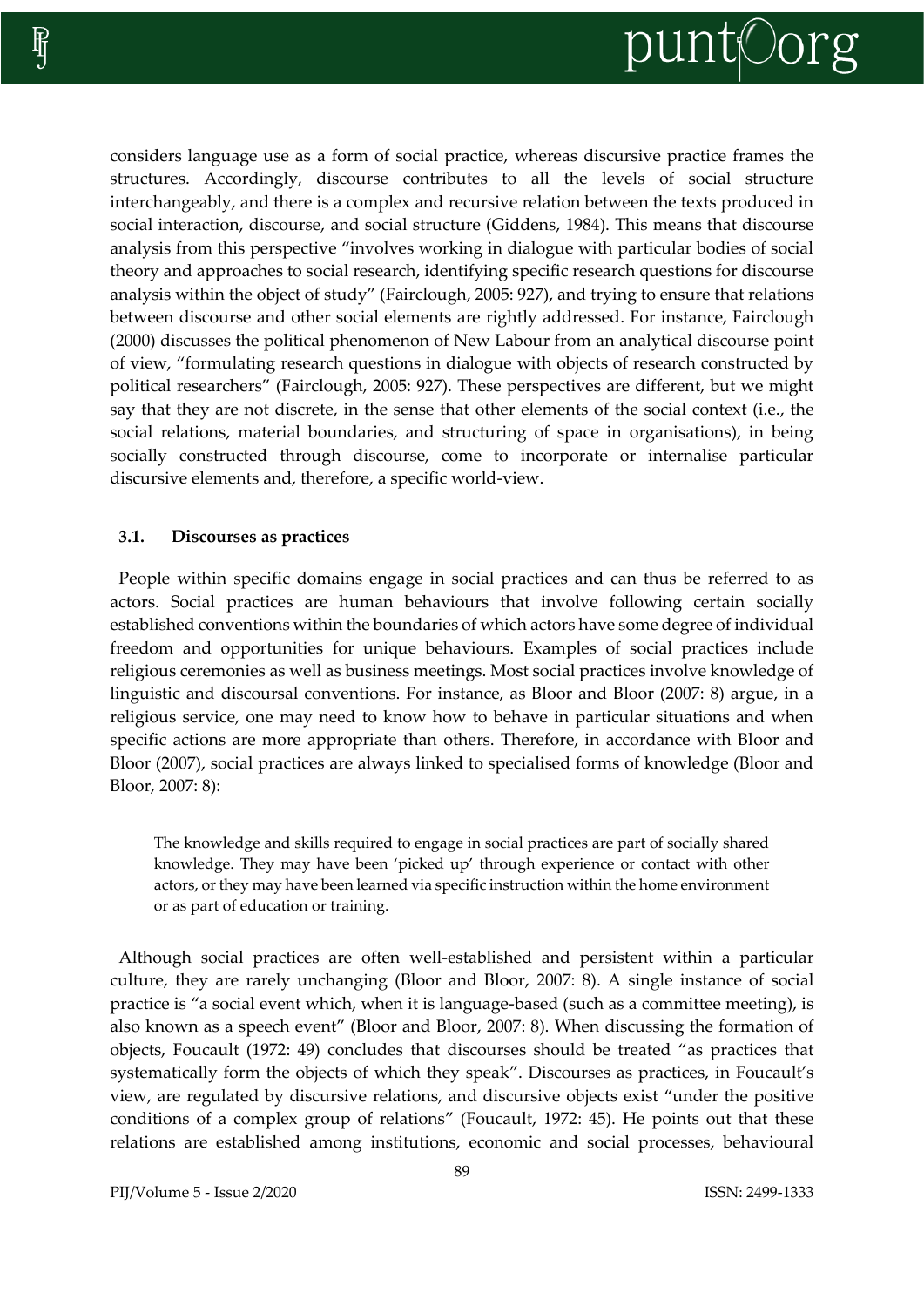considers language use as a form of social practice, whereas discursive practice frames the structures. Accordingly, discourse contributes to all the levels of social structure interchangeably, and there is a complex and recursive relation between the texts produced in social interaction, discourse, and social structure (Giddens, 1984). This means that discourse analysis from this perspective "involves working in dialogue with particular bodies of social theory and approaches to social research, identifying specific research questions for discourse analysis within the object of study" (Fairclough, 2005: 927), and trying to ensure that relations between discourse and other social elements are rightly addressed. For instance, Fairclough (2000) discusses the political phenomenon of New Labour from an analytical discourse point of view, "formulating research questions in dialogue with objects of research constructed by political researchers" (Fairclough, 2005: 927). These perspectives are different, but we might say that they are not discrete, in the sense that other elements of the social context (i.e., the social relations, material boundaries, and structuring of space in organisations), in being socially constructed through discourse, come to incorporate or internalise particular discursive elements and, therefore, a specific world-view.

### 3.1. Discourses as practices

People within specific domains engage in social practices and can thus be referred to as actors. Social practices are human behaviours that involve following certain socially established conventions within the boundaries of which actors have some degree of individual freedom and opportunities for unique behaviours. Examples of social practices include religious ceremonies as well as business meetings. Most social practices involve knowledge of linguistic and discoursal conventions. For instance, as Bloor and Bloor (2007: 8) argue, in a religious service, one may need to know how to behave in particular situations and when specific actions are more appropriate than others. Therefore, in accordance with Bloor and Bloor (2007), social practices are always linked to specialised forms of knowledge (Bloor and Bloor, 2007: 8):

> The knowledge and skills required to engage in social practices are part of socially shared knowledge. They may have been 'picked up' through experience or contact with other actors, or they may have been learned via specific instruction within the home environment or as part of education or training.

Although social practices are often well-established and persistent within a particular culture, they are rarely unchanging (Bloor and Bloor, 2007: 8). A single instance of social practice is "a social event which, when it is language-based (such as a committee meeting), is also known as a speech event" (Bloor and Bloor, 2007: 8). When discussing the formation of objects, Foucault (1972: 49) concludes that discourses should be treated "as practices that systematically form the objects of which they speak". Discourses as practices, in Foucault's view, are regulated by discursive relations, and discursive objects exist "under the positive conditions of a complex group of relations" (Foucault, 1972: 45). He points out that these relations are established among institutions, economic and social processes, behavioural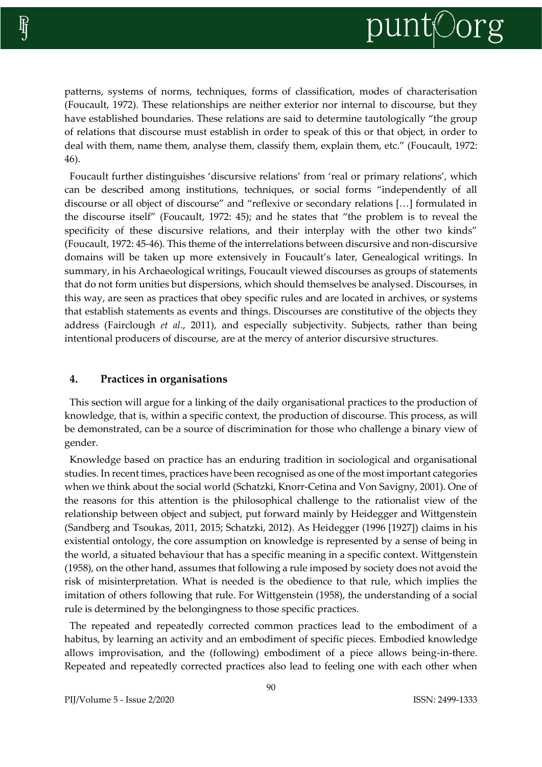patterns, systems of norms, techniques, forms of classification, modes of characterisation (Foucault, 1972). These relationships are neither exterior nor internal to discourse, but they have established boundaries. These relations are said to determine tautologically "the group of relations that discourse must establish in order to speak of this or that object, in order to deal with them, name them, analyse them, classify them, explain them, etc." (Foucault, 1972: 46).

Foucault further distinguishes 'discursive relations' from 'real or primary relations', which can be described among institutions, techniques, or social forms "independently of all discourse or all object of discourse" and "reflexive or secondary relations […] formulated in the discourse itself" (Foucault, 1972: 45); and he states that "the problem is to reveal the specificity of these discursive relations, and their interplay with the other two kinds" (Foucault, 1972: 45-46). This theme of the interrelations between discursive and non-discursive domains will be taken up more extensively in Foucault's later, Genealogical writings. In summary, in his Archaeological writings, Foucault viewed discourses as groups of statements that do not form unities but dispersions, which should themselves be analysed. Discourses, in this way, are seen as practices that obey specific rules and are located in archives, or systems that establish statements as events and things. Discourses are constitutive of the objects they address (Fairclough *et al*., 2011), and especially subjectivity. Subjects, rather than being intentional producers of discourse, are at the mercy of anterior discursive structures.

## 4. Practices in organisations

This section will argue for a linking of the daily organisational practices to the production of knowledge, that is, within a specific context, the production of discourse. This process, as will be demonstrated, can be a source of discrimination for those who challenge a binary view of gender.

Knowledge based on practice has an enduring tradition in sociological and organisational studies. In recent times, practices have been recognised as one of the most important categories when we think about the social world (Schatzki, Knorr-Cetina and Von Savigny, 2001). One of the reasons for this attention is the philosophical challenge to the rationalist view of the relationship between object and subject, put forward mainly by Heidegger and Wittgenstein (Sandberg and Tsoukas, 2011, 2015; Schatzki, 2012). As Heidegger (1996 [1927]) claims in his existential ontology, the core assumption on knowledge is represented by a sense of being in the world, a situated behaviour that has a specific meaning in a specific context. Wittgenstein (1958), on the other hand, assumes that following a rule imposed by society does not avoid the risk of misinterpretation. What is needed is the obedience to that rule, which implies the imitation of others following that rule. For Wittgenstein (1958), the understanding of a social rule is determined by the belongingness to those specific practices.

The repeated and repeatedly corrected common practices lead to the embodiment of a habitus, by learning an activity and an embodiment of specific pieces. Embodied knowledge allows improvisation, and the (following) embodiment of a piece allows being-in-there. Repeated and repeatedly corrected practices also lead to feeling one with each other when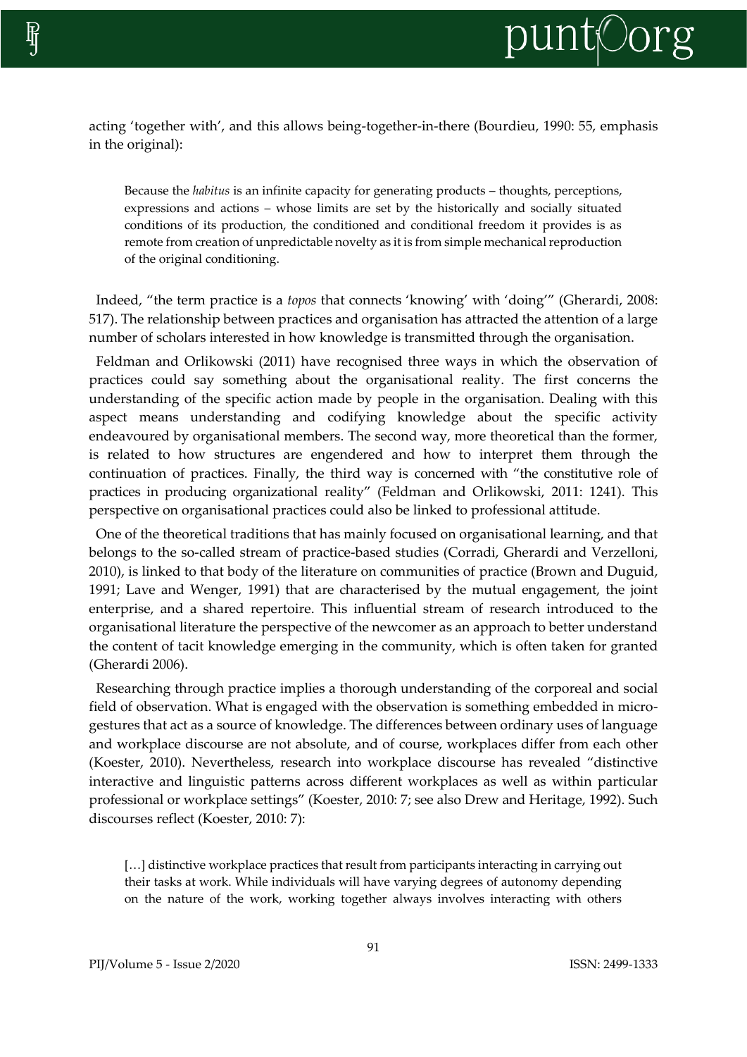acting 'together with', and this allows being-together-in-there (Bourdieu, 1990: 55, emphasis in the original):

> Because the *habitus* is an infinite capacity for generating products – thoughts, perceptions, expressions and actions – whose limits are set by the historically and socially situated conditions of its production, the conditioned and conditional freedom it provides is as remote from creation of unpredictable novelty as it is from simple mechanical reproduction of the original conditioning.

Indeed, "the term practice is a *topos* that connects 'knowing' with 'doing'" (Gherardi, 2008: 517). The relationship between practices and organisation has attracted the attention of a large number of scholars interested in how knowledge is transmitted through the organisation.

Feldman and Orlikowski (2011) have recognised three ways in which the observation of practices could say something about the organisational reality. The first concerns the understanding of the specific action made by people in the organisation. Dealing with this aspect means understanding and codifying knowledge about the specific activity endeavoured by organisational members. The second way, more theoretical than the former, is related to how structures are engendered and how to interpret them through the continuation of practices. Finally, the third way is concerned with "the constitutive role of practices in producing organizational reality" (Feldman and Orlikowski, 2011: 1241). This perspective on organisational practices could also be linked to professional attitude.

One of the theoretical traditions that has mainly focused on organisational learning, and that belongs to the so-called stream of practice-based studies (Corradi, Gherardi and Verzelloni, 2010), is linked to that body of the literature on communities of practice (Brown and Duguid, 1991; Lave and Wenger, 1991) that are characterised by the mutual engagement, the joint enterprise, and a shared repertoire. This influential stream of research introduced to the organisational literature the perspective of the newcomer as an approach to better understand the content of tacit knowledge emerging in the community, which is often taken for granted (Gherardi 2006).

Researching through practice implies a thorough understanding of the corporeal and social field of observation. What is engaged with the observation is something embedded in micro-gestures that act as a source of knowledge. The differences between ordinary uses of language and workplace discourse are not absolute, and of course, workplaces differ from each other (Koester, 2010). Nevertheless, research into workplace discourse has revealed "distinctive interactive and linguistic patterns across different workplaces as well as within particular professional or workplace settings" (Koester, 2010: 7; see also Drew and Heritage, 1992). Such discourses reflect (Koester, 2010: 7):

> […] distinctive workplace practices that result from participants interacting in carrying out their tasks at work. While individuals will have varying degrees of autonomy depending on the nature of the work, working together always involves interacting with others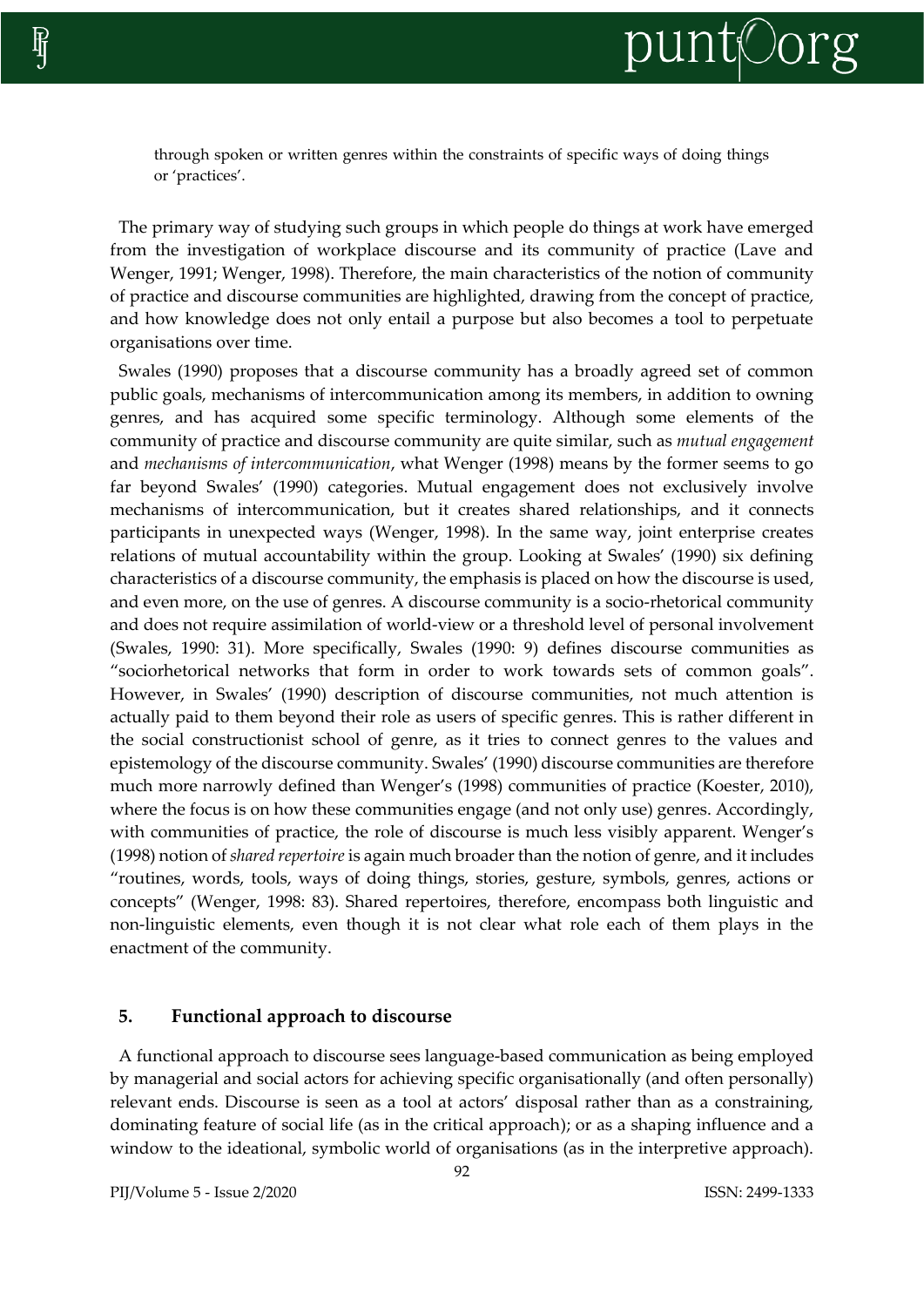through spoken or written genres within the constraints of specific ways of doing things or 'practices'.

The primary way of studying such groups in which people do things at work have emerged from the investigation of workplace discourse and its community of practice (Lave and Wenger, 1991; Wenger, 1998). Therefore, the main characteristics of the notion of community of practice and discourse communities are highlighted, drawing from the concept of practice, and how knowledge does not only entail a purpose but also becomes a tool to perpetuate organisations over time.

Swales (1990) proposes that a discourse community has a broadly agreed set of common public goals, mechanisms of intercommunication among its members, in addition to owning genres, and has acquired some specific terminology. Although some elements of the community of practice and discourse community are quite similar, such as *mutual engagement* and *mechanisms of intercommunication*, what Wenger (1998) means by the former seems to go far beyond Swales' (1990) categories. Mutual engagement does not exclusively involve mechanisms of intercommunication, but it creates shared relationships, and it connects participants in unexpected ways (Wenger, 1998). In the same way, joint enterprise creates relations of mutual accountability within the group. Looking at Swales' (1990) six defining characteristics of a discourse community, the emphasis is placed on how the discourse is used, and even more, on the use of genres. A discourse community is a socio-rhetorical community and does not require assimilation of world-view or a threshold level of personal involvement (Swales, 1990: 31). More specifically, Swales (1990: 9) defines discourse communities as "sociorhetorical networks that form in order to work towards sets of common goals". However, in Swales' (1990) description of discourse communities, not much attention is actually paid to them beyond their role as users of specific genres. This is rather different in the social constructionist school of genre, as it tries to connect genres to the values and epistemology of the discourse community. Swales' (1990) discourse communities are therefore much more narrowly defined than Wenger's (1998) communities of practice (Koester, 2010), where the focus is on how these communities engage (and not only use) genres. Accordingly, with communities of practice, the role of discourse is much less visibly apparent. Wenger's (1998) notion of *shared repertoire* is again much broader than the notion of genre, and it includes "routines, words, tools, ways of doing things, stories, gesture, symbols, genres, actions or concepts" (Wenger, 1998: 83). Shared repertoires, therefore, encompass both linguistic and non-linguistic elements, even though it is not clear what role each of them plays in the enactment of the community.

## 5. Functional approach to discourse

A functional approach to discourse sees language-based communication as being employed by managerial and social actors for achieving specific organisationally (and often personally) relevant ends. Discourse is seen as a tool at actors' disposal rather than as a constraining, dominating feature of social life (as in the critical approach); or as a shaping influence and a window to the ideational, symbolic world of organisations (as in the interpretive approach).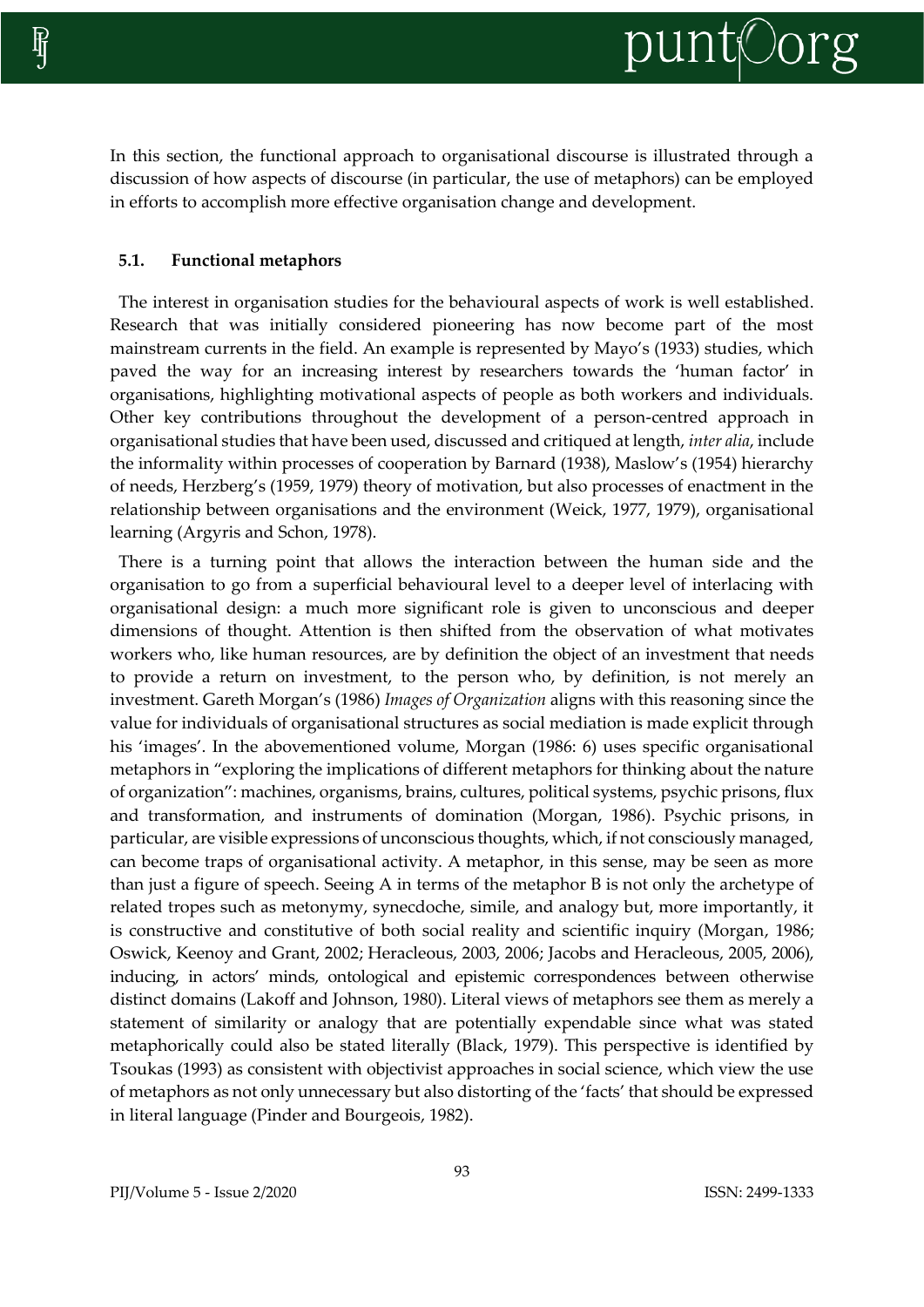In this section, the functional approach to organisational discourse is illustrated through a discussion of how aspects of discourse (in particular, the use of metaphors) can be employed in efforts to accomplish more effective organisation change and development.

### 5.1. Functional metaphors

The interest in organisation studies for the behavioural aspects of work is well established. Research that was initially considered pioneering has now become part of the most mainstream currents in the field. An example is represented by Mayo's (1933) studies, which paved the way for an increasing interest by researchers towards the 'human factor' in organisations, highlighting motivational aspects of people as both workers and individuals. Other key contributions throughout the development of a person-centred approach in organisational studies that have been used, discussed and critiqued at length, *inter alia*, include the informality within processes of cooperation by Barnard (1938), Maslow's (1954) hierarchy of needs, Herzberg's (1959, 1979) theory of motivation, but also processes of enactment in the relationship between organisations and the environment (Weick, 1977, 1979), organisational learning (Argyris and Schon, 1978).

There is a turning point that allows the interaction between the human side and the organisation to go from a superficial behavioural level to a deeper level of interlacing with organisational design: a much more significant role is given to unconscious and deeper dimensions of thought. Attention is then shifted from the observation of what motivates workers who, like human resources, are by definition the object of an investment that needs to provide a return on investment, to the person who, by definition, is not merely an investment. Gareth Morgan's (1986) *Images of Organization* aligns with this reasoning since the value for individuals of organisational structures as social mediation is made explicit through his 'images'. In the abovementioned volume, Morgan (1986: 6) uses specific organisational metaphors in "exploring the implications of different metaphors for thinking about the nature of organization": machines, organisms, brains, cultures, political systems, psychic prisons, flux and transformation, and instruments of domination (Morgan, 1986). Psychic prisons, in particular, are visible expressions of unconscious thoughts, which, if not consciously managed, can become traps of organisational activity. A metaphor, in this sense, may be seen as more than just a figure of speech. Seeing A in terms of the metaphor B is not only the archetype of related tropes such as metonymy, synecdoche, simile, and analogy but, more importantly, it is constructive and constitutive of both social reality and scientific inquiry (Morgan, 1986; Oswick, Keenoy and Grant, 2002; Heracleous, 2003, 2006; Jacobs and Heracleous, 2005, 2006), inducing, in actors' minds, ontological and epistemic correspondences between otherwise distinct domains (Lakoff and Johnson, 1980). Literal views of metaphors see them as merely a statement of similarity or analogy that are potentially expendable since what was stated metaphorically could also be stated literally (Black, 1979). This perspective is identified by Tsoukas (1993) as consistent with objectivist approaches in social science, which view the use of metaphors as not only unnecessary but also distorting of the 'facts' that should be expressed in literal language (Pinder and Bourgeois, 1982).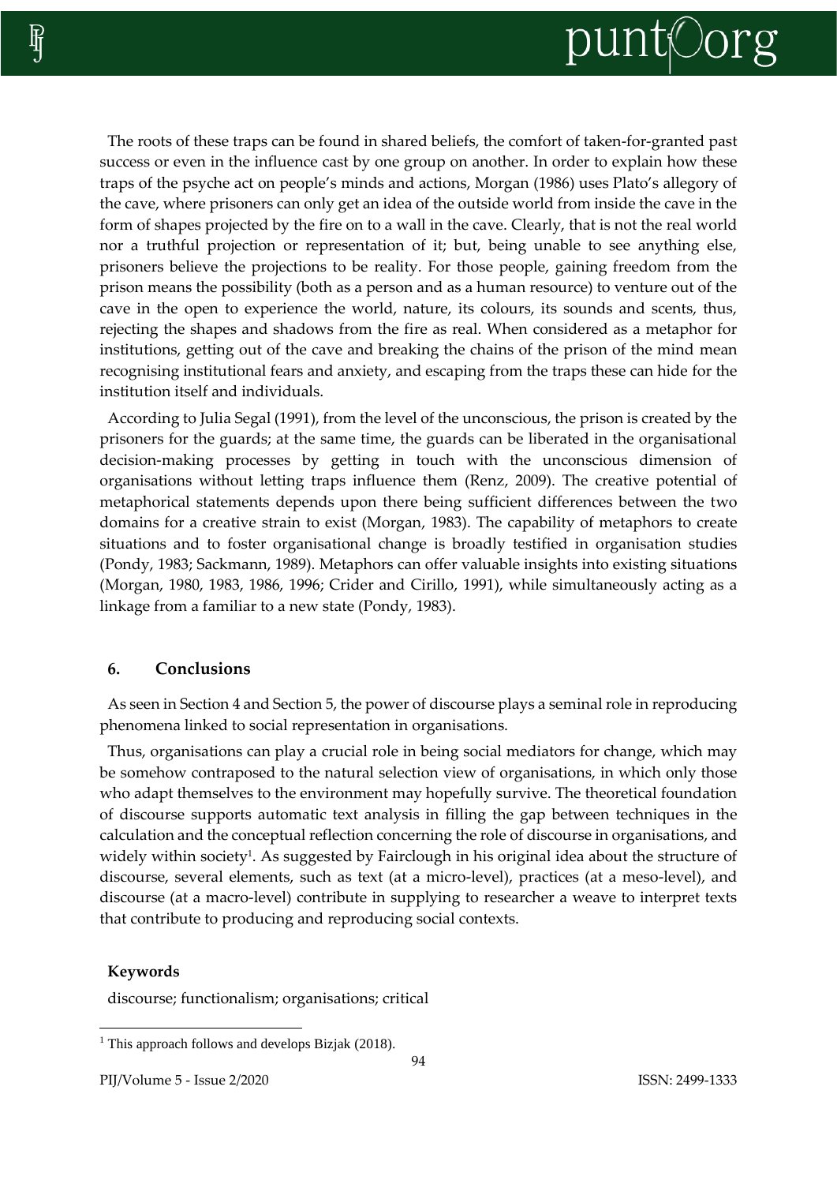The roots of these traps can be found in shared beliefs, the comfort of taken-for-granted past success or even in the influence cast by one group on another. In order to explain how these traps of the psyche act on people's minds and actions, Morgan (1986) uses Plato's allegory of the cave, where prisoners can only get an idea of the outside world from inside the cave in the form of shapes projected by the fire on to a wall in the cave. Clearly, that is not the real world nor a truthful projection or representation of it; but, being unable to see anything else, prisoners believe the projections to be reality. For those people, gaining freedom from the prison means the possibility (both as a person and as a human resource) to venture out of the cave in the open to experience the world, nature, its colours, its sounds and scents, thus, rejecting the shapes and shadows from the fire as real. When considered as a metaphor for institutions, getting out of the cave and breaking the chains of the prison of the mind mean recognising institutional fears and anxiety, and escaping from the traps these can hide for the institution itself and individuals.

According to Julia Segal (1991), from the level of the unconscious, the prison is created by the prisoners for the guards; at the same time, the guards can be liberated in the organisational decision-making processes by getting in touch with the unconscious dimension of organisations without letting traps influence them (Renz, 2009). The creative potential of metaphorical statements depends upon there being sufficient differences between the two domains for a creative strain to exist (Morgan, 1983). The capability of metaphors to create situations and to foster organisational change is broadly testified in organisation studies (Pondy, 1983; Sackmann, 1989). Metaphors can offer valuable insights into existing situations (Morgan, 1980, 1983, 1986, 1996; Crider and Cirillo, 1991), while simultaneously acting as a linkage from a familiar to a new state (Pondy, 1983).

## 6. Conclusions

As seen in Section 4 and Section 5, the power of discourse plays a seminal role in reproducing phenomena linked to social representation in organisations.

Thus, organisations can play a crucial role in being social mediators for change, which may be somehow contraposed to the natural selection view of organisations, in which only those who adapt themselves to the environment may hopefully survive. The theoretical foundation of discourse supports automatic text analysis in filling the gap between techniques in the calculation and the conceptual reflection concerning the role of discourse in organisations, and widely within society[1]. As suggested by Fairclough in his original idea about the structure of discourse, several elements, such as text (at a micro-level), practices (at a meso-level), and discourse (at a macro-level) contribute in supplying to researcher a weave to interpret texts that contribute to producing and reproducing social contexts.

**Keywords**

discourse; functionalism; organisations; critical

---

[1] This approach follows and develops Bizjak (2018).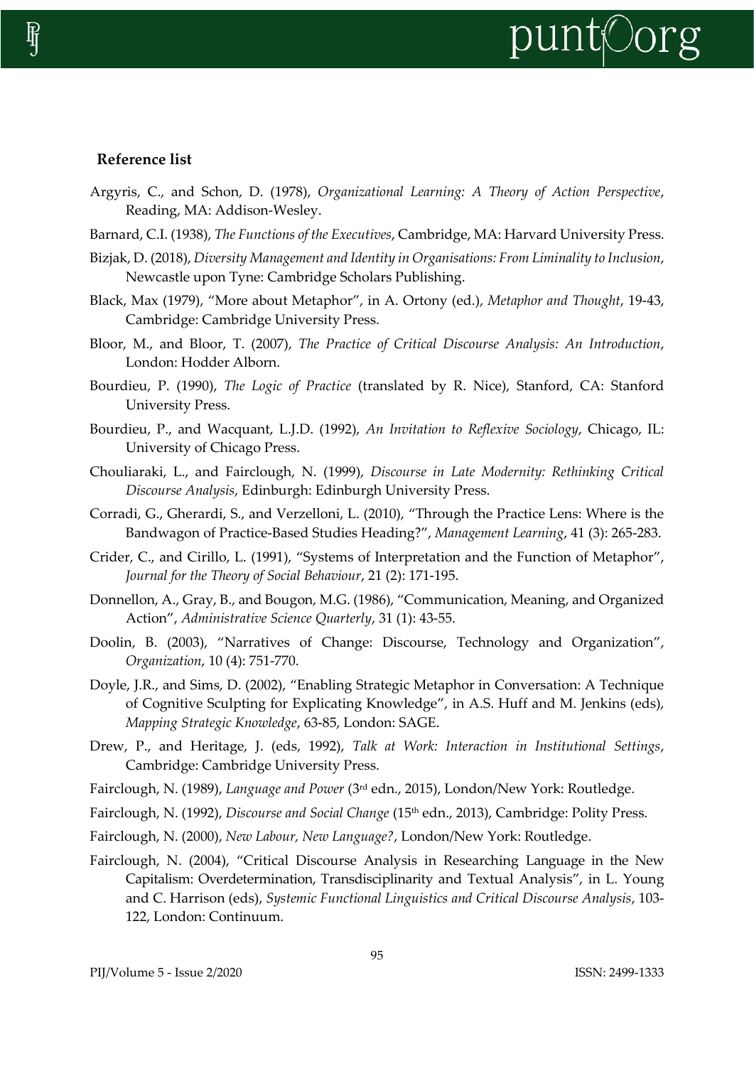## Reference list

Argyris, C., and Schon, D. (1978), *Organizational Learning: A Theory of Action Perspective*, Reading, MA: Addison-Wesley.

Barnard, C.I. (1938), *The Functions of the Executives*, Cambridge, MA: Harvard University Press.

Bizjak, D. (2018), *Diversity Management and Identity in Organisations: From Liminality to Inclusion*, Newcastle upon Tyne: Cambridge Scholars Publishing.

Black, Max (1979), "More about Metaphor", in A. Ortony (ed.), *Metaphor and Thought*, 19-43, Cambridge: Cambridge University Press.

Bloor, M., and Bloor, T. (2007), *The Practice of Critical Discourse Analysis: An Introduction*, London: Hodder Alborn.

Bourdieu, P. (1990), *The Logic of Practice* (translated by R. Nice), Stanford, CA: Stanford University Press.

Bourdieu, P., and Wacquant, L.J.D. (1992), *An Invitation to Reflexive Sociology*, Chicago, IL: University of Chicago Press.

Chouliaraki, L., and Fairclough, N. (1999), *Discourse in Late Modernity: Rethinking Critical Discourse Analysis*, Edinburgh: Edinburgh University Press.

Corradi, G., Gherardi, S., and Verzelloni, L. (2010), "Through the Practice Lens: Where is the Bandwagon of Practice-Based Studies Heading?", *Management Learning*, 41 (3): 265-283.

Crider, C., and Cirillo, L. (1991), "Systems of Interpretation and the Function of Metaphor", *Journal for the Theory of Social Behaviour*, 21 (2): 171-195.

Donnellon, A., Gray, B., and Bougon, M.G. (1986), "Communication, Meaning, and Organized Action", *Administrative Science Quarterly*, 31 (1): 43-55.

Doolin, B. (2003), "Narratives of Change: Discourse, Technology and Organization", *Organization*, 10 (4): 751-770.

Doyle, J.R., and Sims, D. (2002), "Enabling Strategic Metaphor in Conversation: A Technique of Cognitive Sculpting for Explicating Knowledge", in A.S. Huff and M. Jenkins (eds), *Mapping Strategic Knowledge*, 63-85, London: SAGE.

Drew, P., and Heritage, J. (eds, 1992), *Talk at Work: Interaction in Institutional Settings*, Cambridge: Cambridge University Press.

Fairclough, N. (1989), *Language and Power* (3rd edn., 2015), London/New York: Routledge.

Fairclough, N. (1992), *Discourse and Social Change* (15th edn., 2013), Cambridge: Polity Press.

Fairclough, N. (2000), *New Labour, New Language?*, London/New York: Routledge.

Fairclough, N. (2004), "Critical Discourse Analysis in Researching Language in the New Capitalism: Overdetermination, Transdisciplinarity and Textual Analysis", in L. Young and C. Harrison (eds), *Systemic Functional Linguistics and Critical Discourse Analysis*, 103-122, London: Continuum.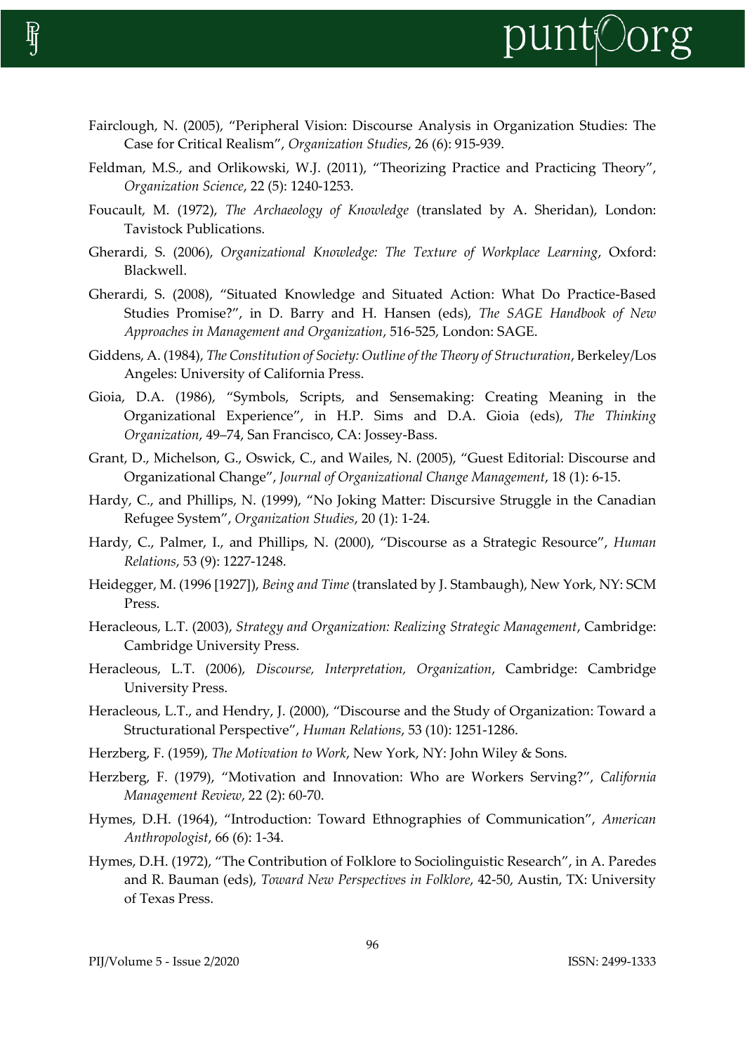Fairclough, N. (2005), "Peripheral Vision: Discourse Analysis in Organization Studies: The Case for Critical Realism", *Organization Studies*, 26 (6): 915-939.

Feldman, M.S., and Orlikowski, W.J. (2011), "Theorizing Practice and Practicing Theory", *Organization Science*, 22 (5): 1240-1253.

Foucault, M. (1972), *The Archaeology of Knowledge* (translated by A. Sheridan), London: Tavistock Publications.

Gherardi, S. (2006), *Organizational Knowledge: The Texture of Workplace Learning*, Oxford: Blackwell.

Gherardi, S. (2008), "Situated Knowledge and Situated Action: What Do Practice-Based Studies Promise?", in D. Barry and H. Hansen (eds), *The SAGE Handbook of New Approaches in Management and Organization*, 516-525, London: SAGE.

Giddens, A. (1984), *The Constitution of Society: Outline of the Theory of Structuration*, Berkeley/Los Angeles: University of California Press.

Gioia, D.A. (1986), "Symbols, Scripts, and Sensemaking: Creating Meaning in the Organizational Experience", in H.P. Sims and D.A. Gioia (eds), *The Thinking Organization*, 49–74, San Francisco, CA: Jossey-Bass.

Grant, D., Michelson, G., Oswick, C., and Wailes, N. (2005), "Guest Editorial: Discourse and Organizational Change", *Journal of Organizational Change Management*, 18 (1): 6-15.

Hardy, C., and Phillips, N. (1999), "No Joking Matter: Discursive Struggle in the Canadian Refugee System", *Organization Studies*, 20 (1): 1-24.

Hardy, C., Palmer, I., and Phillips, N. (2000), "Discourse as a Strategic Resource", *Human Relations*, 53 (9): 1227-1248.

Heidegger, M. (1996 [1927]), *Being and Time* (translated by J. Stambaugh), New York, NY: SCM Press.

Heracleous, L.T. (2003), *Strategy and Organization: Realizing Strategic Management*, Cambridge: Cambridge University Press.

Heracleous, L.T. (2006), *Discourse, Interpretation, Organization*, Cambridge: Cambridge University Press.

Heracleous, L.T., and Hendry, J. (2000), "Discourse and the Study of Organization: Toward a Structurational Perspective", *Human Relations*, 53 (10): 1251-1286.

Herzberg, F. (1959), *The Motivation to Work*, New York, NY: John Wiley & Sons.

Herzberg, F. (1979), "Motivation and Innovation: Who are Workers Serving?", *California Management Review*, 22 (2): 60-70.

Hymes, D.H. (1964), "Introduction: Toward Ethnographies of Communication", *American Anthropologist*, 66 (6): 1-34.

Hymes, D.H. (1972), "The Contribution of Folklore to Sociolinguistic Research", in A. Paredes and R. Bauman (eds), *Toward New Perspectives in Folklore*, 42-50, Austin, TX: University of Texas Press.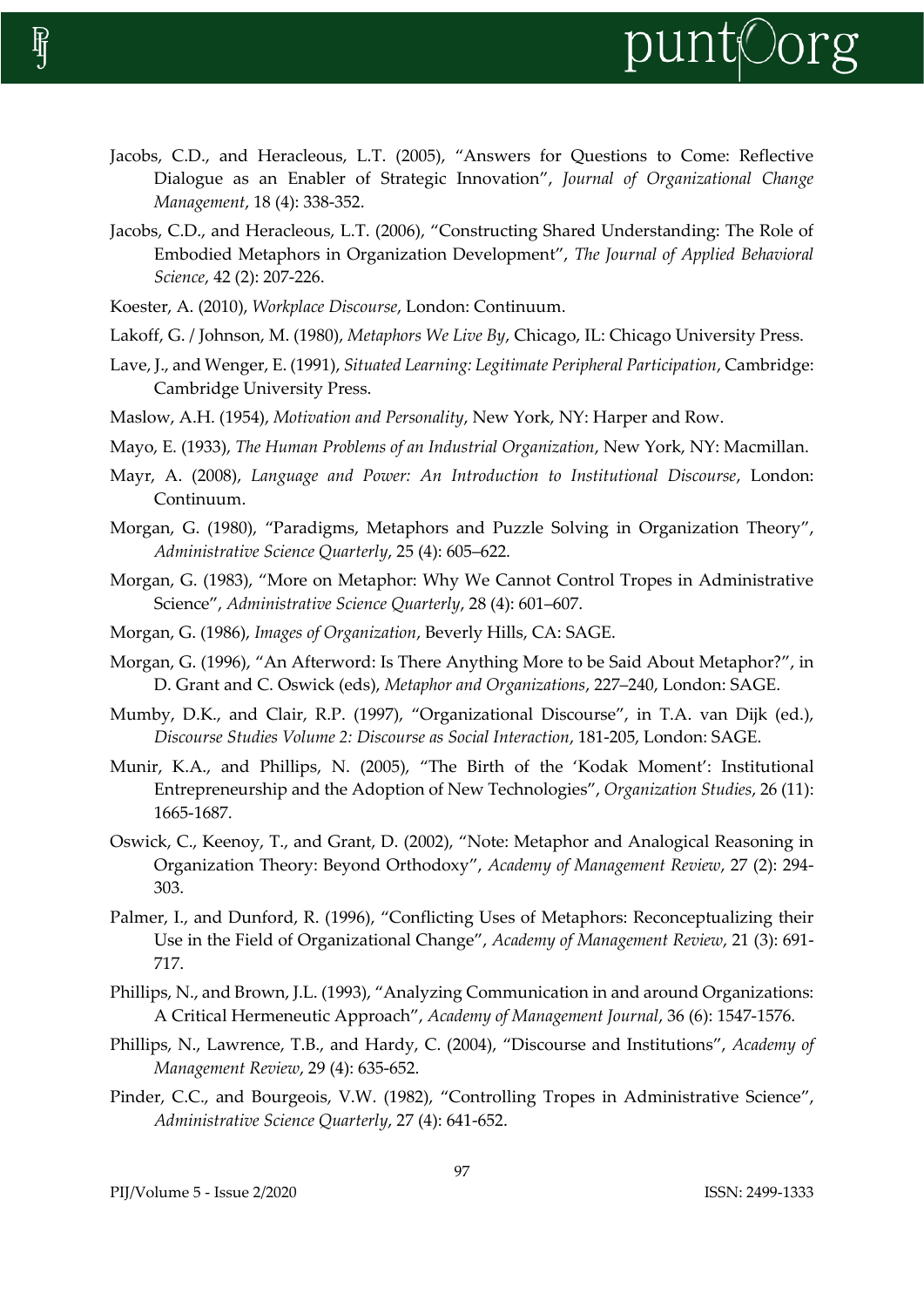Jacobs, C.D., and Heracleous, L.T. (2005), "Answers for Questions to Come: Reflective Dialogue as an Enabler of Strategic Innovation", *Journal of Organizational Change Management*, 18 (4): 338-352.

Jacobs, C.D., and Heracleous, L.T. (2006), "Constructing Shared Understanding: The Role of Embodied Metaphors in Organization Development", *The Journal of Applied Behavioral Science*, 42 (2): 207-226.

Koester, A. (2010), *Workplace Discourse*, London: Continuum.

Lakoff, G. / Johnson, M. (1980), *Metaphors We Live By*, Chicago, IL: Chicago University Press.

Lave, J., and Wenger, E. (1991), *Situated Learning: Legitimate Peripheral Participation*, Cambridge: Cambridge University Press.

Maslow, A.H. (1954), *Motivation and Personality*, New York, NY: Harper and Row.

Mayo, E. (1933), *The Human Problems of an Industrial Organization*, New York, NY: Macmillan.

Mayr, A. (2008), *Language and Power: An Introduction to Institutional Discourse*, London: Continuum.

Morgan, G. (1980), "Paradigms, Metaphors and Puzzle Solving in Organization Theory", *Administrative Science Quarterly*, 25 (4): 605–622.

Morgan, G. (1983), "More on Metaphor: Why We Cannot Control Tropes in Administrative Science", *Administrative Science Quarterly*, 28 (4): 601–607.

Morgan, G. (1986), *Images of Organization*, Beverly Hills, CA: SAGE.

Morgan, G. (1996), "An Afterword: Is There Anything More to be Said About Metaphor?", in D. Grant and C. Oswick (eds), *Metaphor and Organizations*, 227–240, London: SAGE.

Mumby, D.K., and Clair, R.P. (1997), "Organizational Discourse", in T.A. van Dijk (ed.), *Discourse Studies Volume 2: Discourse as Social Interaction*, 181-205, London: SAGE.

Munir, K.A., and Phillips, N. (2005), "The Birth of the 'Kodak Moment': Institutional Entrepreneurship and the Adoption of New Technologies", *Organization Studies*, 26 (11): 1665-1687.

Oswick, C., Keenoy, T., and Grant, D. (2002), "Note: Metaphor and Analogical Reasoning in Organization Theory: Beyond Orthodoxy", *Academy of Management Review*, 27 (2): 294-303.

Palmer, I., and Dunford, R. (1996), "Conflicting Uses of Metaphors: Reconceptualizing their Use in the Field of Organizational Change", *Academy of Management Review*, 21 (3): 691-717.

Phillips, N., and Brown, J.L. (1993), "Analyzing Communication in and around Organizations: A Critical Hermeneutic Approach", *Academy of Management Journal*, 36 (6): 1547-1576.

Phillips, N., Lawrence, T.B., and Hardy, C. (2004), "Discourse and Institutions", *Academy of Management Review*, 29 (4): 635-652.

Pinder, C.C., and Bourgeois, V.W. (1982), "Controlling Tropes in Administrative Science", *Administrative Science Quarterly*, 27 (4): 641-652.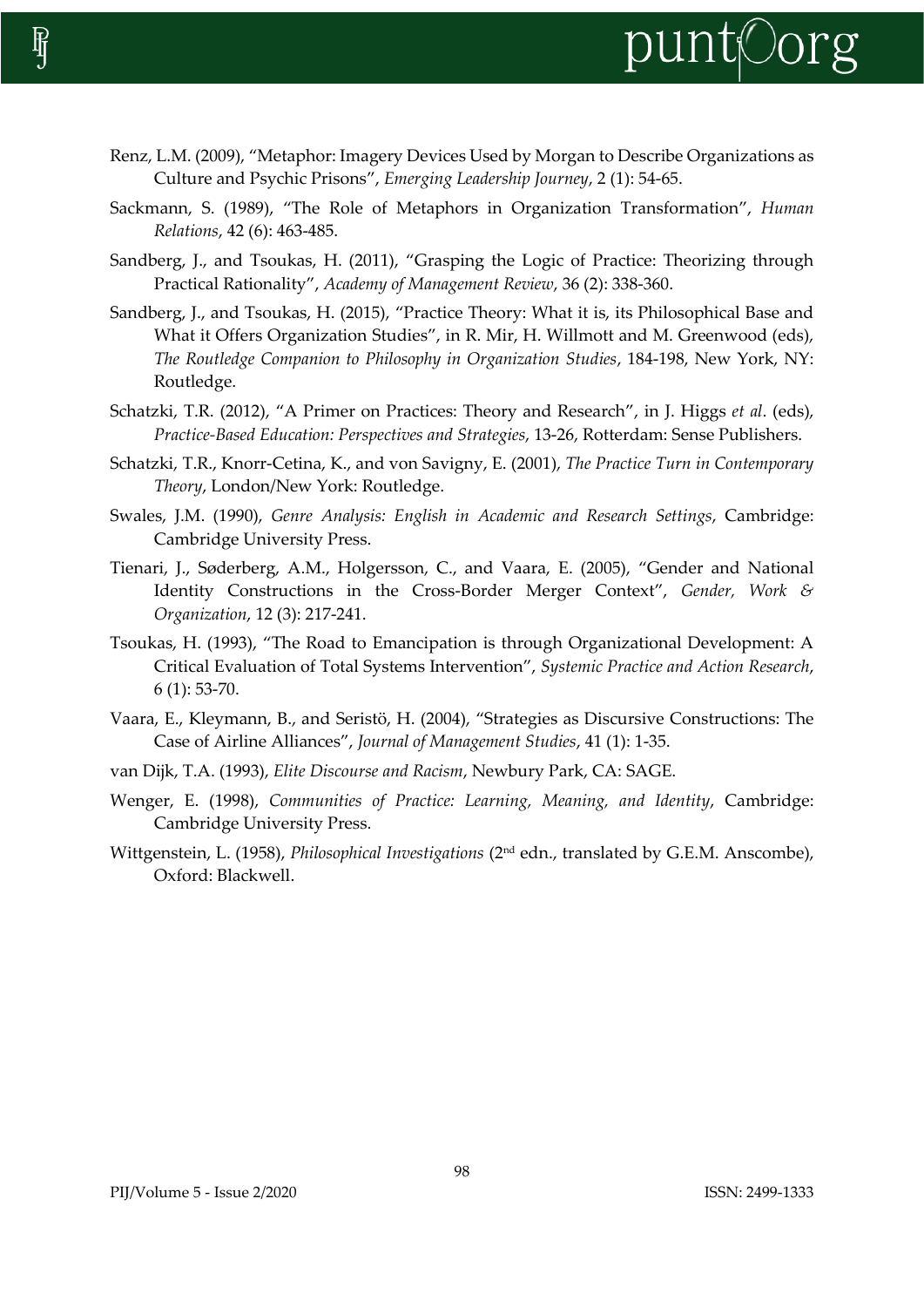Renz, L.M. (2009), “Metaphor: Imagery Devices Used by Morgan to Describe Organizations as Culture and Psychic Prisons”, *Emerging Leadership Journey*, 2 (1): 54-65.

Sackmann, S. (1989), “The Role of Metaphors in Organization Transformation”, *Human Relations*, 42 (6): 463-485.

Sandberg, J., and Tsoukas, H. (2011), “Grasping the Logic of Practice: Theorizing through Practical Rationality”, *Academy of Management Review*, 36 (2): 338-360.

Sandberg, J., and Tsoukas, H. (2015), “Practice Theory: What it is, its Philosophical Base and What it Offers Organization Studies”, in R. Mir, H. Willmott and M. Greenwood (eds), *The Routledge Companion to Philosophy in Organization Studies*, 184-198, New York, NY: Routledge.

Schatzki, T.R. (2012), “A Primer on Practices: Theory and Research”, in J. Higgs *et al*. (eds), *Practice-Based Education: Perspectives and Strategies*, 13-26, Rotterdam: Sense Publishers.

Schatzki, T.R., Knorr-Cetina, K., and von Savigny, E. (2001), *The Practice Turn in Contemporary Theory*, London/New York: Routledge.

Swales, J.M. (1990), *Genre Analysis: English in Academic and Research Settings*, Cambridge: Cambridge University Press.

Tienari, J., Søderberg, A.M., Holgersson, C., and Vaara, E. (2005), “Gender and National Identity Constructions in the Cross-Border Merger Context”, *Gender, Work & Organization*, 12 (3): 217-241.

Tsoukas, H. (1993), “The Road to Emancipation is through Organizational Development: A Critical Evaluation of Total Systems Intervention”, *Systemic Practice and Action Research*, 6 (1): 53-70.

Vaara, E., Kleymann, B., and Seristö, H. (2004), “Strategies as Discursive Constructions: The Case of Airline Alliances”, *Journal of Management Studies*, 41 (1): 1-35.

van Dijk, T.A. (1993), *Elite Discourse and Racism*, Newbury Park, CA: SAGE.

Wenger, E. (1998), *Communities of Practice: Learning, Meaning, and Identity*, Cambridge: Cambridge University Press.

Wittgenstein, L. (1958), *Philosophical Investigations* (2nd edn., translated by G.E.M. Anscombe), Oxford: Blackwell.